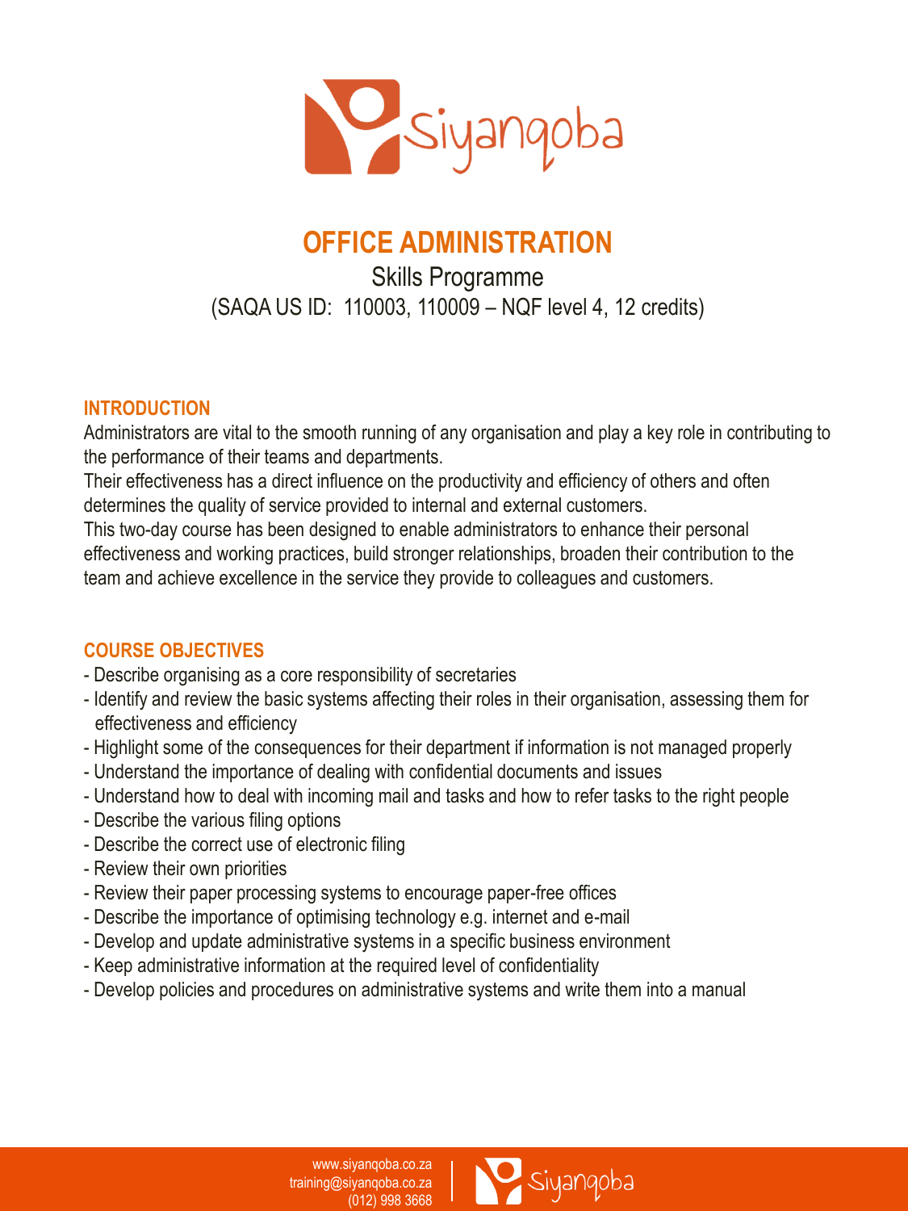# OFFICE ADMINISTRATION

Skills Programme

(SAQA US ID: 110003, 110009 – NQF level 4, 12 credits)

## INTRODUCTION

Administrators are vital to the smooth running of any organisation and play a key role in contributing to the performance of their teams and departments.

Their effectiveness has a direct influence on the productivity and efficiency of others and often determines the quality of service provided to internal and external customers.

This two-day course has been designed to enable administrators to enhance their personal effectiveness and working practices, build stronger relationships, broaden their contribution to the team and achieve excellence in the service they provide to colleagues and customers.

## COURSE OBJECTIVES

- Describe organising as a core responsibility of secretaries
- Identify and review the basic systems affecting their roles in their organisation, assessing them for effectiveness and efficiency
- Highlight some of the consequences for their department if information is not managed properly
- Understand the importance of dealing with confidential documents and issues
- Understand how to deal with incoming mail and tasks and how to refer tasks to the right people
- Describe the various filing options
- Describe the correct use of electronic filing
- Review their own priorities
- Review their paper processing systems to encourage paper-free offices
- Describe the importance of optimising technology e.g. internet and e-mail
- Develop and update administrative systems in a specific business environment
- Keep administrative information at the required level of confidentiality
- Develop policies and procedures on administrative systems and write them into a manual

www.siyanqoba.co.za
training@siyanqoba.co.za
(012) 998 3668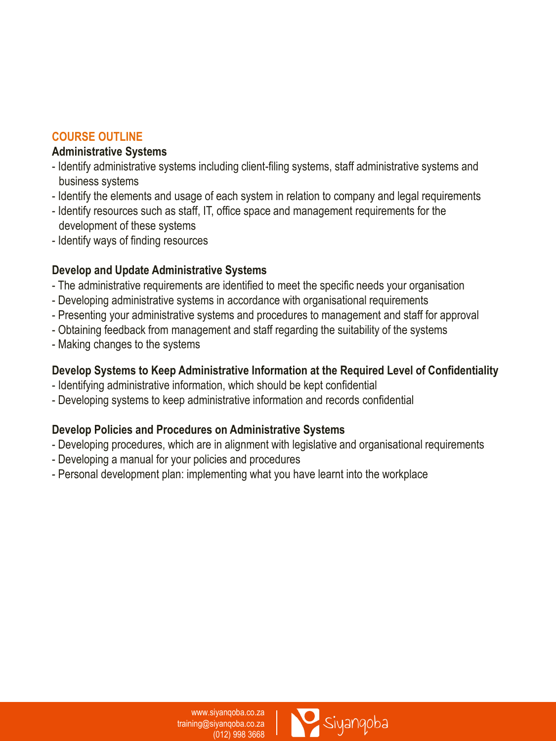## COURSE OUTLINE

### Administrative Systems

- Identify administrative systems including client-filing systems, staff administrative systems and business systems
- Identify the elements and usage of each system in relation to company and legal requirements
- Identify resources such as staff, IT, office space and management requirements for the development of these systems
- Identify ways of finding resources

### Develop and Update Administrative Systems

- The administrative requirements are identified to meet the specific needs your organisation
- Developing administrative systems in accordance with organisational requirements
- Presenting your administrative systems and procedures to management and staff for approval
- Obtaining feedback from management and staff regarding the suitability of the systems
- Making changes to the systems

### Develop Systems to Keep Administrative Information at the Required Level of Confidentiality

- Identifying administrative information, which should be kept confidential
- Developing systems to keep administrative information and records confidential

### Develop Policies and Procedures on Administrative Systems

- Developing procedures, which are in alignment with legislative and organisational requirements
- Developing a manual for your policies and procedures
- Personal development plan: implementing what you have learnt into the workplace

www.siyanqoba.co.za
training@siyanqoba.co.za
(012) 998 3668

Siyanqoba